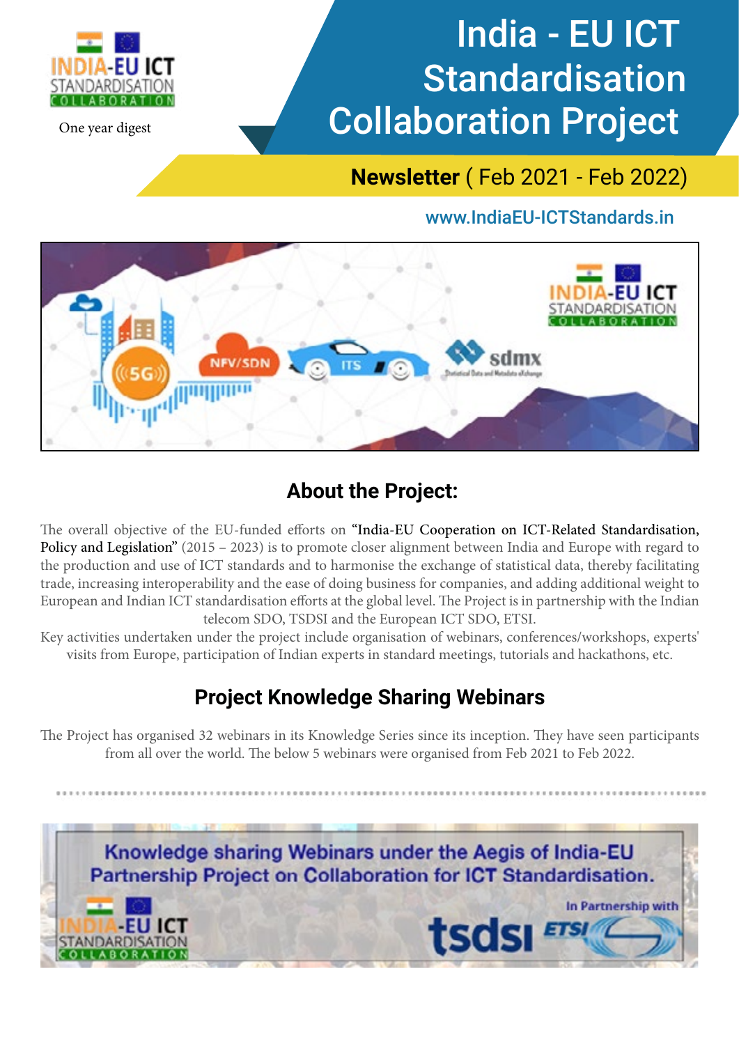INDIA-EU ICT STANDARDISATION COLLABORATION

One year digest

# India - EU ICT Standardisation Collaboration Project

**Newsletter** ( Feb 2021 - Feb 2022)

www.IndiaEU-ICTStandards.in

## About the Project:

The overall objective of the EU-funded efforts on "India-EU Cooperation on ICT-Related Standardisation, Policy and Legislation" (2015 – 2023) is to promote closer alignment between India and Europe with regard to the production and use of ICT standards and to harmonise the exchange of statistical data, thereby facilitating trade, increasing interoperability and the ease of doing business for companies, and adding additional weight to European and Indian ICT standardisation efforts at the global level. The Project is in partnership with the Indian telecom SDO, TSDSI and the European ICT SDO, ETSI.

Key activities undertaken under the project include organisation of webinars, conferences/workshops, experts' visits from Europe, participation of Indian experts in standard meetings, tutorials and hackathons, etc.

## Project Knowledge Sharing Webinars

The Project has organised 32 webinars in its Knowledge Series since its inception. They have seen participants from all over the world. The below 5 webinars were organised from Feb 2021 to Feb 2022.

Knowledge sharing Webinars under the Aegis of India-EU Partnership Project on Collaboration for ICT Standardisation.

In Partnership with tsdsi ETSI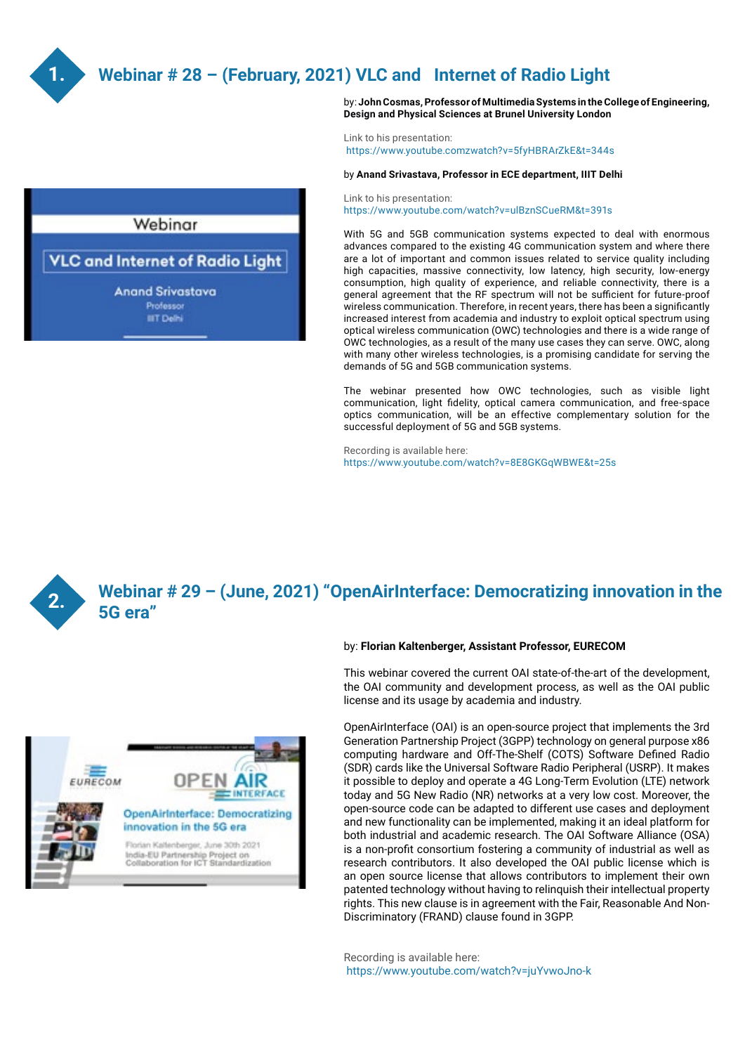## 1. Webinar # 28 – (February, 2021) VLC and Internet of Radio Light

by: **John Cosmas, Professor of Multimedia Systems in the College of Engineering, Design and Physical Sciences at Brunel University London**

Link to his presentation:
https://www.youtube.comzwatch?v=5fyHBRArZkE&t=344s

by **Anand Srivastava, Professor in ECE department, IIIT Delhi**

Link to his presentation:
https://www.youtube.com/watch?v=ulBznSCueRM&t=391s

With 5G and 5GB communication systems expected to deal with enormous advances compared to the existing 4G communication system and where there are a lot of important and common issues related to service quality including high capacities, massive connectivity, low latency, high security, low-energy consumption, high quality of experience, and reliable connectivity, there is a general agreement that the RF spectrum will not be sufficient for future-proof wireless communication. Therefore, in recent years, there has been a significantly increased interest from academia and industry to exploit optical spectrum using optical wireless communication (OWC) technologies and there is a wide range of OWC technologies, as a result of the many use cases they can serve. OWC, along with many other wireless technologies, is a promising candidate for serving the demands of 5G and 5GB communication systems.

The webinar presented how OWC technologies, such as visible light communication, light fidelity, optical camera communication, and free-space optics communication, will be an effective complementary solution for the successful deployment of 5G and 5GB systems.

Recording is available here:
https://www.youtube.com/watch?v=8E8GKGqWBWE&t=25s

## 2. Webinar # 29 – (June, 2021) "OpenAirInterface: Democratizing innovation in the 5G era"

by: **Florian Kaltenberger, Assistant Professor, EURECOM**

This webinar covered the current OAI state-of-the-art of the development, the OAI community and development process, as well as the OAI public license and its usage by academia and industry.

OpenAirInterface (OAI) is an open-source project that implements the 3rd Generation Partnership Project (3GPP) technology on general purpose x86 computing hardware and Off-The-Shelf (COTS) Software Defined Radio (SDR) cards like the Universal Software Radio Peripheral (USRP). It makes it possible to deploy and operate a 4G Long-Term Evolution (LTE) network today and 5G New Radio (NR) networks at a very low cost. Moreover, the open-source code can be adapted to different use cases and deployment and new functionality can be implemented, making it an ideal platform for both industrial and academic research. The OAI Software Alliance (OSA) is a non-profit consortium fostering a community of industrial as well as research contributors. It also developed the OAI public license which is an open source license that allows contributors to implement their own patented technology without having to relinquish their intellectual property rights. This new clause is in agreement with the Fair, Reasonable And Non-Discriminatory (FRAND) clause found in 3GPP.

Recording is available here:
https://www.youtube.com/watch?v=juYvwoJno-k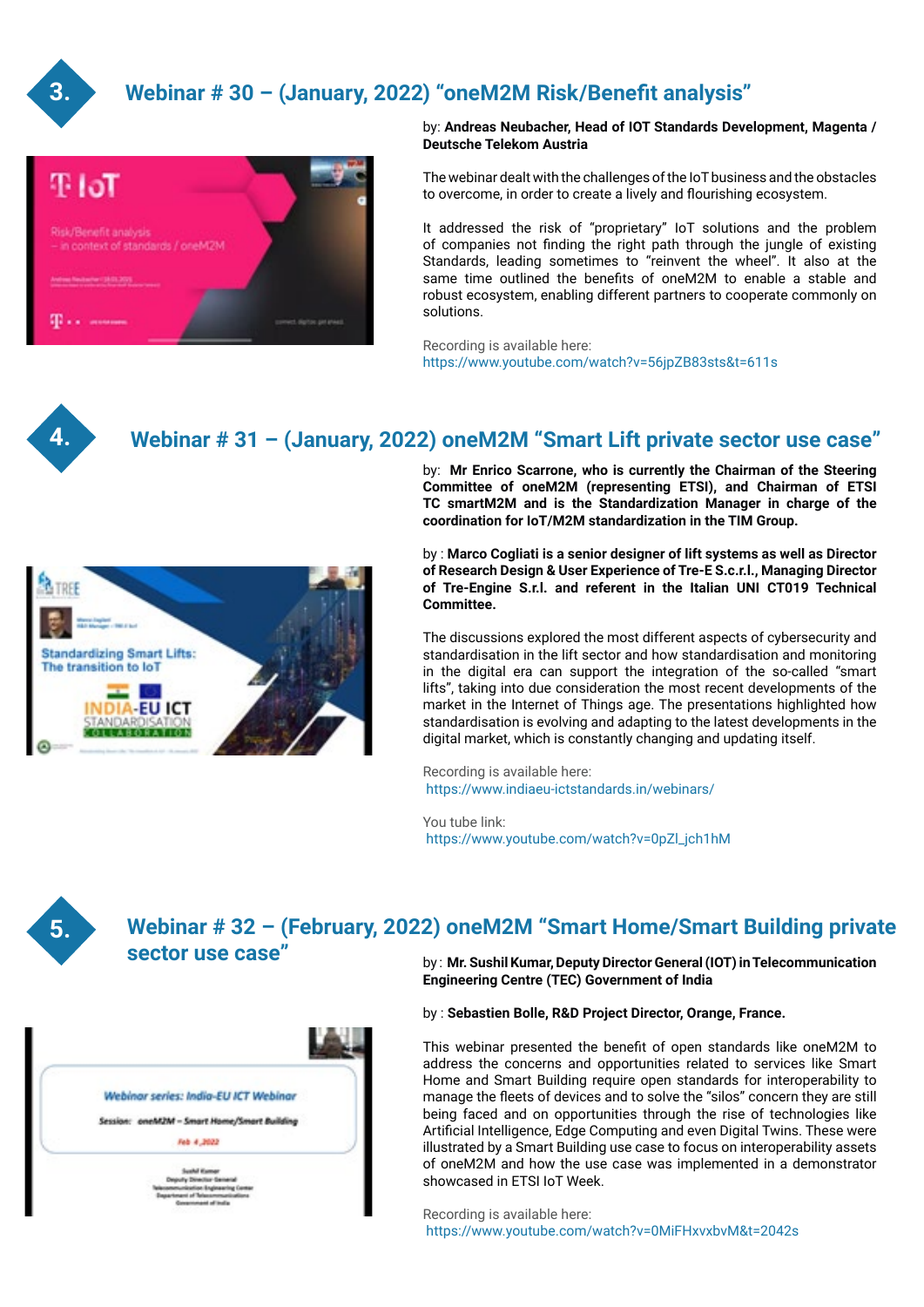## 3. Webinar # 30 – (January, 2022) “oneM2M Risk/Benefit analysis”

by: **Andreas Neubacher, Head of IOT Standards Development, Magenta / Deutsche Telekom Austria**

The webinar dealt with the challenges of the IoT business and the obstacles to overcome, in order to create a lively and flourishing ecosystem.

It addressed the risk of “proprietary” IoT solutions and the problem of companies not finding the right path through the jungle of existing Standards, leading sometimes to “reinvent the wheel”. It also at the same time outlined the benefits of oneM2M to enable a stable and robust ecosystem, enabling different partners to cooperate commonly on solutions.

Recording is available here:
https://www.youtube.com/watch?v=56jpZB83sts&t=611s

## 4. Webinar # 31 – (January, 2022) oneM2M “Smart Lift private sector use case”

by: **Mr Enrico Scarrone, who is currently the Chairman of the Steering Committee of oneM2M (representing ETSI), and Chairman of ETSI TC smartM2M and is the Standardization Manager in charge of the coordination for IoT/M2M standardization in the TIM Group.**

by : **Marco Cogliati is a senior designer of lift systems as well as Director of Research Design & User Experience of Tre-E S.c.r.l., Managing Director of Tre-Engine S.r.l. and referent in the Italian UNI CT019 Technical Committee.**

The discussions explored the most different aspects of cybersecurity and standardisation in the lift sector and how standardisation and monitoring in the digital era can support the integration of the so-called “smart lifts”, taking into due consideration the most recent developments of the market in the Internet of Things age. The presentations highlighted how standardisation is evolving and adapting to the latest developments in the digital market, which is constantly changing and updating itself.

Recording is available here:
https://www.indiaeu-ictstandards.in/webinars/

You tube link:
https://www.youtube.com/watch?v=0pZl_jch1hM

## 5. Webinar # 32 – (February, 2022) oneM2M “Smart Home/Smart Building private sector use case”

by : **Mr. Sushil Kumar, Deputy Director General (IOT) in Telecommunication Engineering Centre (TEC) Government of India**

by : **Sebastien Bolle, R&D Project Director, Orange, France.**

This webinar presented the benefit of open standards like oneM2M to address the concerns and opportunities related to services like Smart Home and Smart Building require open standards for interoperability to manage the fleets of devices and to solve the “silos” concern they are still being faced and on opportunities through the rise of technologies like Artificial Intelligence, Edge Computing and even Digital Twins. These were illustrated by a Smart Building use case to focus on interoperability assets of oneM2M and how the use case was implemented in a demonstrator showcased in ETSI IoT Week.

Recording is available here:
https://www.youtube.com/watch?v=0MiFHxvxbvM&t=2042s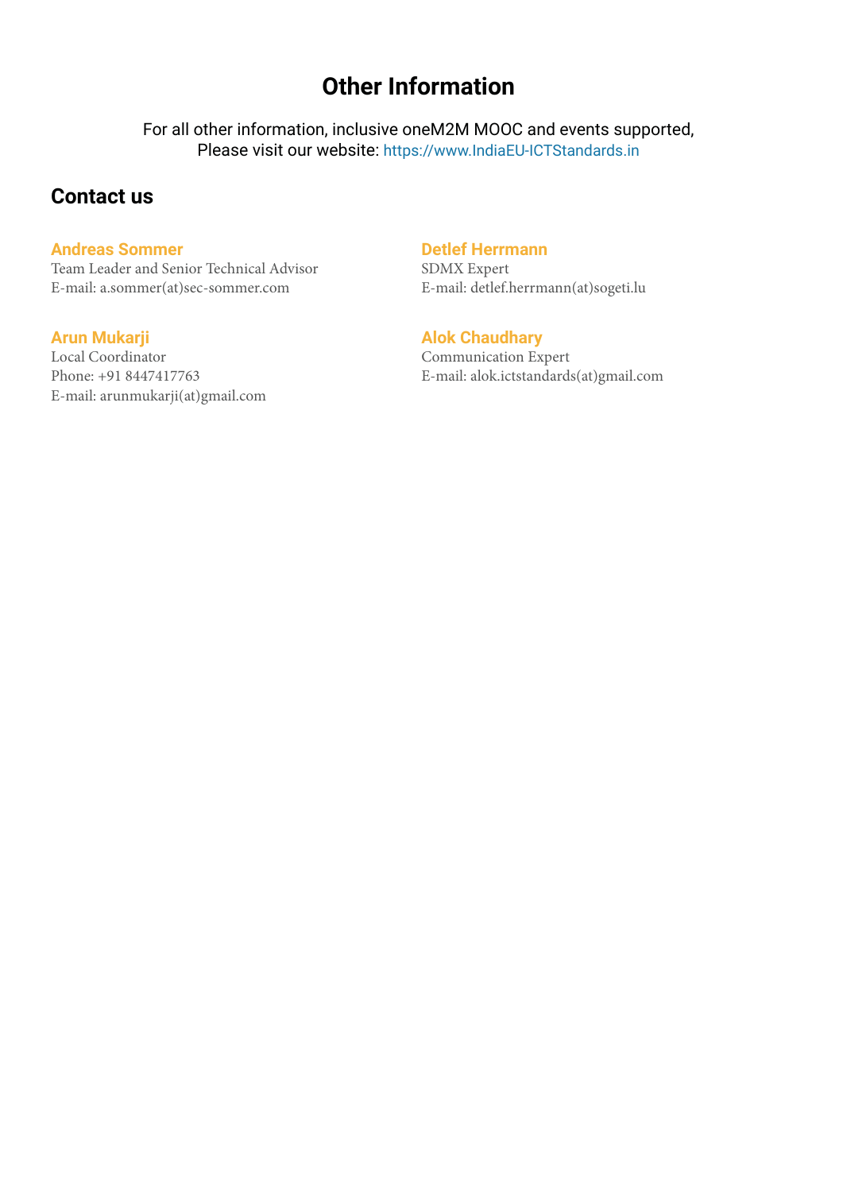# Other Information

For all other information, inclusive oneM2M MOOC and events supported,
Please visit our website: https://www.IndiaEU-ICTStandards.in

## Contact us

**Andreas Sommer**
Team Leader and Senior Technical Advisor
E-mail: a.sommer(at)sec-sommer.com

**Arun Mukarji**
Local Coordinator
Phone: +91 8447417763
E-mail: arunmukarji(at)gmail.com

**Detlef Herrmann**
SDMX Expert
E-mail: detlef.herrmann(at)sogeti.lu

**Alok Chaudhary**
Communication Expert
E-mail: alok.ictstandards(at)gmail.com